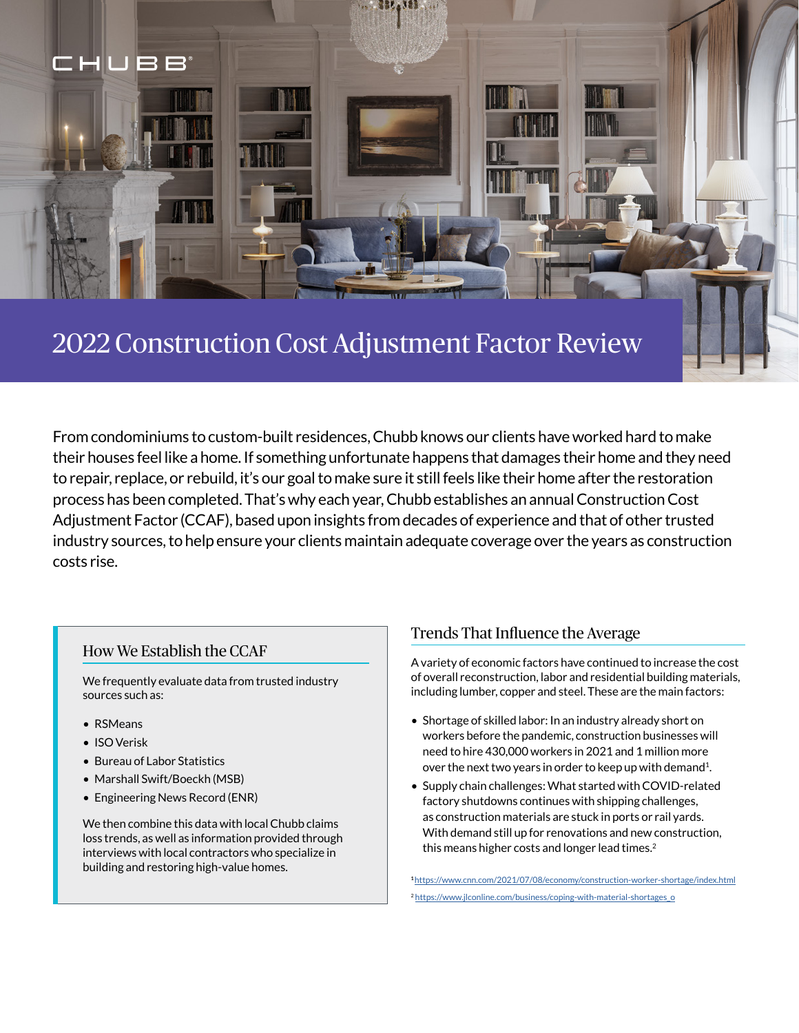CHUBB®

# 2022 Construction Cost Adjustment Factor Review

From condominiums to custom-built residences, Chubb knows our clients have worked hard to make their houses feel like a home. If something unfortunate happens that damages their home and they need to repair, replace, or rebuild, it's our goal to make sure it still feels like their home after the restoration process has been completed. That's why each year, Chubb establishes an annual Construction Cost Adjustment Factor (CCAF), based upon insights from decades of experience and that of other trusted industry sources, to help ensure your clients maintain adequate coverage over the years as construction costs rise.

## How We Establish the CCAF

We frequently evaluate data from trusted industry sources such as:

- RSMeans
- ISO Verisk
- Bureau of Labor Statistics
- Marshall Swift/Boeckh (MSB)
- Engineering News Record (ENR)

We then combine this data with local Chubb claims loss trends, as well as information provided through interviews with local contractors who specialize in building and restoring high-value homes.

## Trends That Influence the Average

A variety of economic factors have continued to increase the cost of overall reconstruction, labor and residential building materials, including lumber, copper and steel. These are the main factors:

- Shortage of skilled labor: In an industry already short on workers before the pandemic, construction businesses will need to hire 430,000 workers in 2021 and 1 million more over the next two years in order to keep up with demand[1].
- Supply chain challenges: What started with COVID-related factory shutdowns continues with shipping challenges, as construction materials are stuck in ports or rail yards. With demand still up for renovations and new construction, this means higher costs and longer lead times.[2]

[1] https://www.cnn.com/2021/07/08/economy/construction-worker-shortage/index.html

[2] https://www.jlconline.com/business/coping-with-material-shortages_o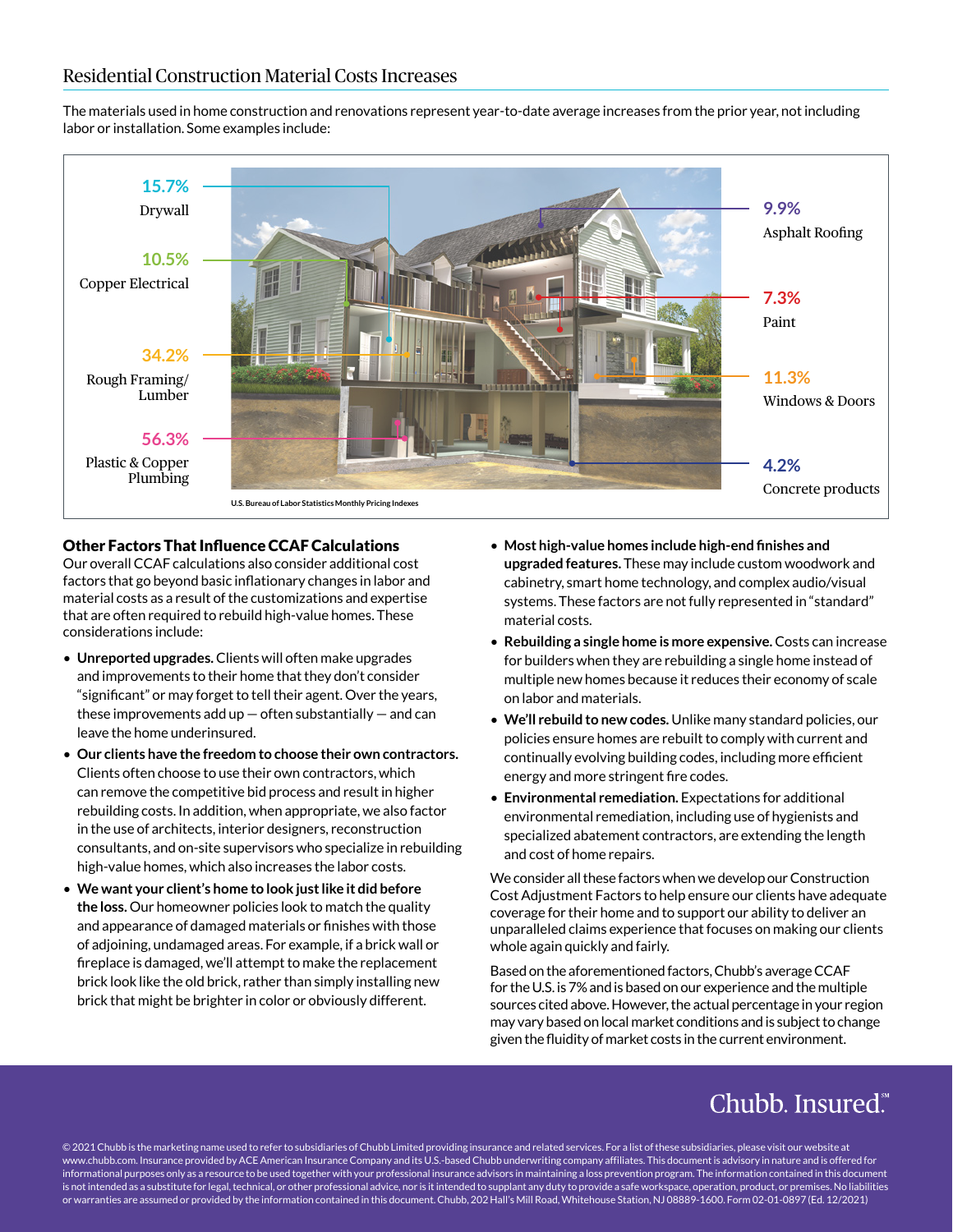## Residential Construction Material Costs Increases

The materials used in home construction and renovations represent year-to-date average increases from the prior year, not including labor or installation. Some examples include:

15.7%
Drywall

10.5%
Copper Electrical

34.2%
Rough Framing/Lumber

56.3%
Plastic & Copper Plumbing

9.9%
Asphalt Roofing

7.3%
Paint

11.3%
Windows & Doors

4.2%
Concrete products

U.S. Bureau of Labor Statistics Monthly Pricing Indexes

### Other Factors That Influence CCAF Calculations

Our overall CCAF calculations also consider additional cost factors that go beyond basic inflationary changes in labor and material costs as a result of the customizations and expertise that are often required to rebuild high-value homes. These considerations include:

- **Unreported upgrades.** Clients will often make upgrades and improvements to their home that they don't consider "significant" or may forget to tell their agent. Over the years, these improvements add up — often substantially — and can leave the home underinsured.
- **Our clients have the freedom to choose their own contractors.** Clients often choose to use their own contractors, which can remove the competitive bid process and result in higher rebuilding costs. In addition, when appropriate, we also factor in the use of architects, interior designers, reconstruction consultants, and on-site supervisors who specialize in rebuilding high-value homes, which also increases the labor costs.
- **We want your client's home to look just like it did before the loss.** Our homeowner policies look to match the quality and appearance of damaged materials or finishes with those of adjoining, undamaged areas. For example, if a brick wall or fireplace is damaged, we'll attempt to make the replacement brick look like the old brick, rather than simply installing new brick that might be brighter in color or obviously different.
- **Most high-value homes include high-end finishes and upgraded features.** These may include custom woodwork and cabinetry, smart home technology, and complex audio/visual systems. These factors are not fully represented in "standard" material costs.
- **Rebuilding a single home is more expensive.** Costs can increase for builders when they are rebuilding a single home instead of multiple new homes because it reduces their economy of scale on labor and materials.
- **We'll rebuild to new codes.** Unlike many standard policies, our policies ensure homes are rebuilt to comply with current and continually evolving building codes, including more efficient energy and more stringent fire codes.
- **Environmental remediation.** Expectations for additional environmental remediation, including use of hygienists and specialized abatement contractors, are extending the length and cost of home repairs.

We consider all these factors when we develop our Construction Cost Adjustment Factors to help ensure our clients have adequate coverage for their home and to support our ability to deliver an unparalleled claims experience that focuses on making our clients whole again quickly and fairly.

Based on the aforementioned factors, Chubb's average CCAF for the U.S. is 7% and is based on our experience and the multiple sources cited above. However, the actual percentage in your region may vary based on local market conditions and is subject to change given the fluidity of market costs in the current environment.

Chubb. Insured.℠

© 2021 Chubb is the marketing name used to refer to subsidiaries of Chubb Limited providing insurance and related services. For a list of these subsidiaries, please visit our website at www.chubb.com. Insurance provided by ACE American Insurance Company and its U.S.-based Chubb underwriting company affiliates. This document is advisory in nature and is offered for informational purposes only as a resource to be used together with your professional insurance advisors in maintaining a loss prevention program. The information contained in this document is not intended as a substitute for legal, technical, or other professional advice, nor is it intended to supplant any duty to provide a safe workspace, operation, product, or premises. No liabilities or warranties are assumed or provided by the information contained in this document. Chubb, 202 Hall's Mill Road, Whitehouse Station, NJ 08889-1600. Form 02-01-0897 (Ed. 12/2021)